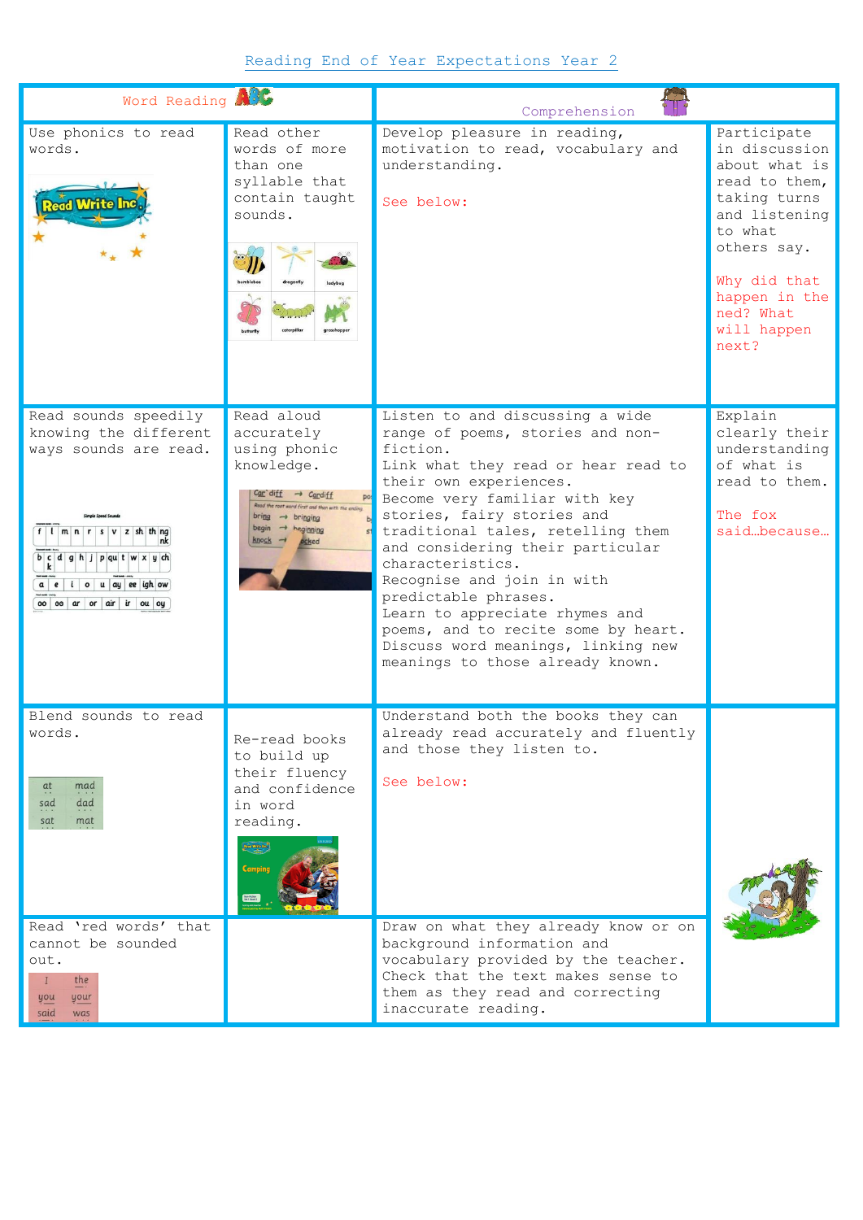# Reading End of Year Expectations Year 2

| Word Reading | | Comprehension | |
|---|---|---|---|
| Use phonics to read words. | Read other words of more than one syllable that contain taught sounds. | Develop pleasure in reading, motivation to read, vocabulary and understanding.<br><br>See below: | Participate in discussion about what is read to them, taking turns and listening to what others say.<br><br>Why did that happen in the ned? What will happen next? |
| Read sounds speedily knowing the different ways sounds are read. | Read aloud accurately using phonic knowledge. | Listen to and discussing a wide range of poems, stories and non-fiction.<br>Link what they read or hear read to their own experiences.<br>Become very familiar with key stories, fairy stories and traditional tales, retelling them and considering their particular characteristics.<br>Recognise and join in with predictable phrases.<br>Learn to appreciate rhymes and poems, and to recite some by heart.<br>Discuss word meanings, linking new meanings to those already known. | Explain clearly their understanding of what is read to them.<br><br>The fox said…because… |
| Blend sounds to read words. | Re-read books to build up their fluency and confidence in word reading. | Understand both the books they can already read accurately and fluently and those they listen to.<br><br>See below: | |
| Read 'red words' that cannot be sounded out. | | Draw on what they already know or on background information and vocabulary provided by the teacher.<br>Check that the text makes sense to them as they read and correcting inaccurate reading. | |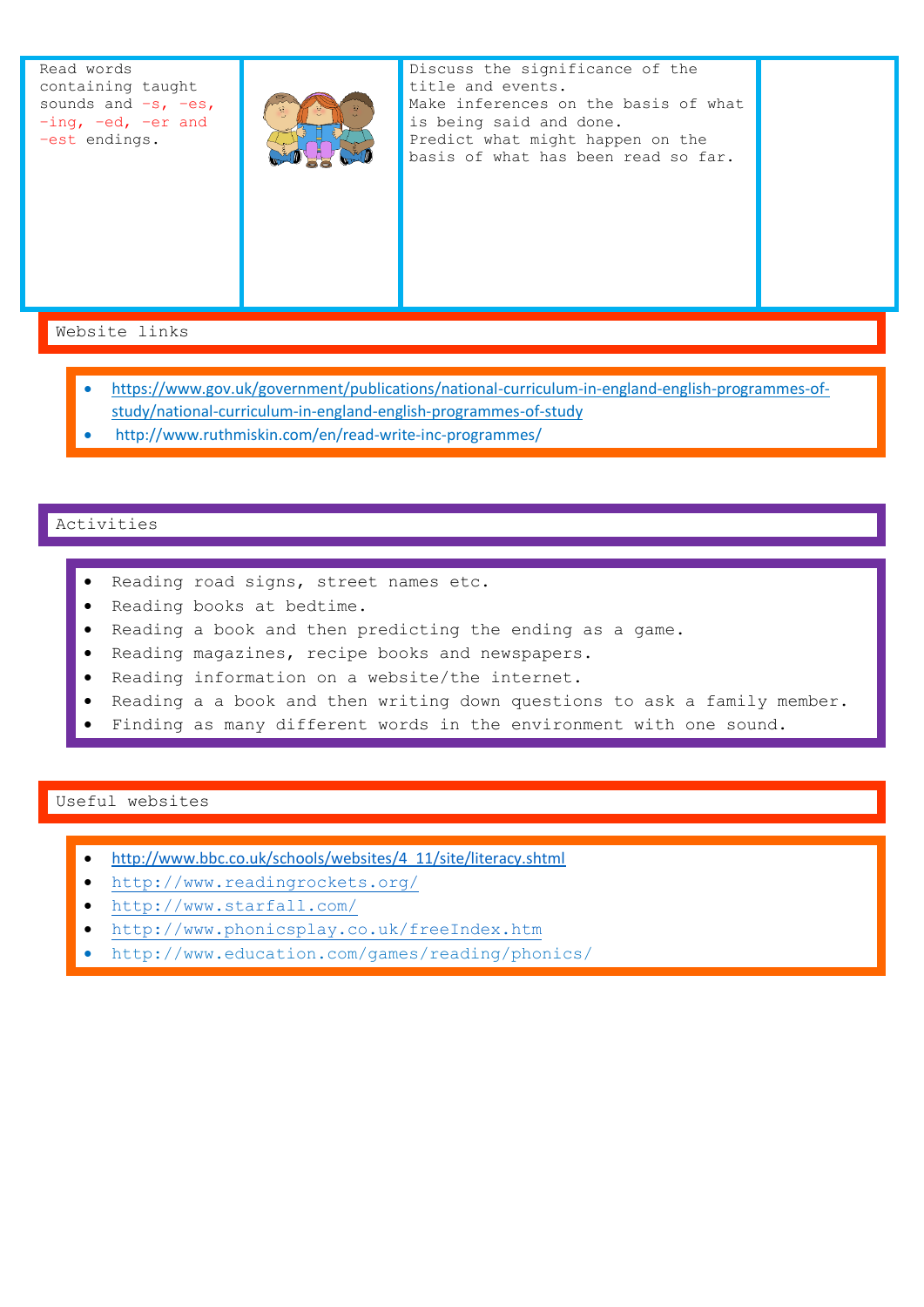| | | | |
|---|---|---|---|
| Read words containing taught sounds and -s, -es, -ing, -ed, -er and -est endings. | | Discuss the significance of the title and events.<br>Make inferences on the basis of what is being said and done.<br>Predict what might happen on the basis of what has been read so far. | |

## Website links

- https://www.gov.uk/government/publications/national-curriculum-in-england-english-programmes-of-study/national-curriculum-in-england-english-programmes-of-study
- http://www.ruthmiskin.com/en/read-write-inc-programmes/

## Activities

- Reading road signs, street names etc.
- Reading books at bedtime.
- Reading a book and then predicting the ending as a game.
- Reading magazines, recipe books and newspapers.
- Reading information on a website/the internet.
- Reading a a book and then writing down questions to ask a family member.
- Finding as many different words in the environment with one sound.

## Useful websites

- http://www.bbc.co.uk/schools/websites/4_11/site/literacy.shtml
- http://www.readingrockets.org/
- http://www.starfall.com/
- http://www.phonicsplay.co.uk/freeIndex.htm
- http://www.education.com/games/reading/phonics/